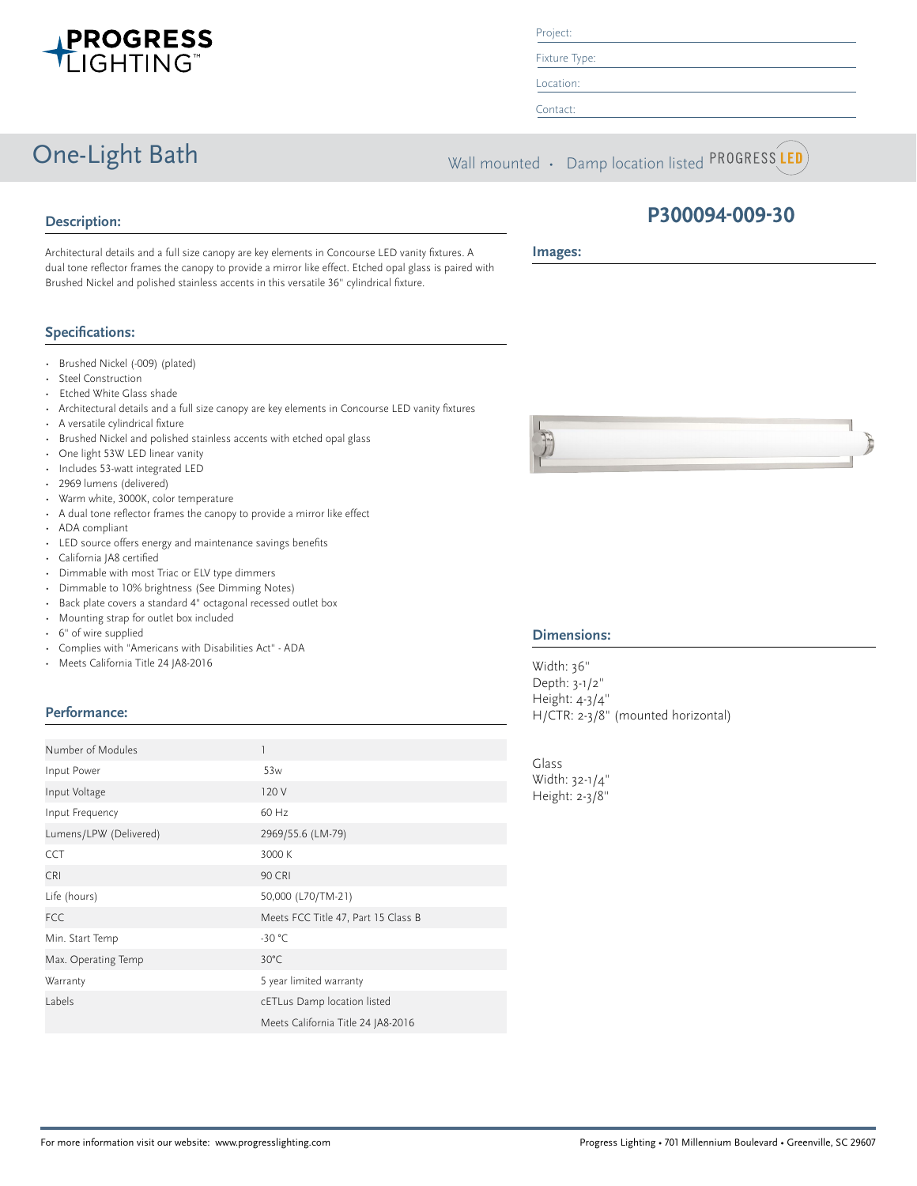**PROGRESS LIGHTING™**

Project:

Fixture Type:

Location:

Contact:

# One-Light Bath

Wall mounted • Damp location listed PROGRESS LED

## P300094-009-30

## Description:

Architectural details and a full size canopy are key elements in Concourse LED vanity fixtures. A dual tone reflector frames the canopy to provide a mirror like effect. Etched opal glass is paired with Brushed Nickel and polished stainless accents in this versatile 36" cylindrical fixture.

## Specifications:

- Brushed Nickel (-009) (plated)
- Steel Construction
- Etched White Glass shade
- Architectural details and a full size canopy are key elements in Concourse LED vanity fixtures
- A versatile cylindrical fixture
- Brushed Nickel and polished stainless accents with etched opal glass
- One light 53W LED linear vanity
- Includes 53-watt integrated LED
- 2969 lumens (delivered)
- Warm white, 3000K, color temperature
- A dual tone reflector frames the canopy to provide a mirror like effect
- ADA compliant
- LED source offers energy and maintenance savings benefits
- California JA8 certified
- Dimmable with most Triac or ELV type dimmers
- Dimmable to 10% brightness (See Dimming Notes)
- Back plate covers a standard 4" octagonal recessed outlet box
- Mounting strap for outlet box included
- 6" of wire supplied
- Complies with "Americans with Disabilities Act" - ADA
- Meets California Title 24 JA8-2016

## Performance:

| | |
|---|---|
| Number of Modules | 1 |
| Input Power | 53w |
| Input Voltage | 120 V |
| Input Frequency | 60 Hz |
| Lumens/LPW (Delivered) | 2969/55.6 (LM-79) |
| CCT | 3000 K |
| CRI | 90 CRI |
| Life (hours) | 50,000 (L70/TM-21) |
| FCC | Meets FCC Title 47, Part 15 Class B |
| Min. Start Temp | -30 °C |
| Max. Operating Temp | 30°C |
| Warranty | 5 year limited warranty |
| Labels | cETLus Damp location listed |
| | Meets California Title 24 JA8-2016 |

## Images:

## Dimensions:

Width: 36"
Depth: 3-1/2"
Height: 4-3/4"
H/CTR: 2-3/8" (mounted horizontal)

Glass
Width: 32-1/4"
Height: 2-3/8"

For more information visit our website: www.progresslighting.com

Progress Lighting • 701 Millennium Boulevard • Greenville, SC 29607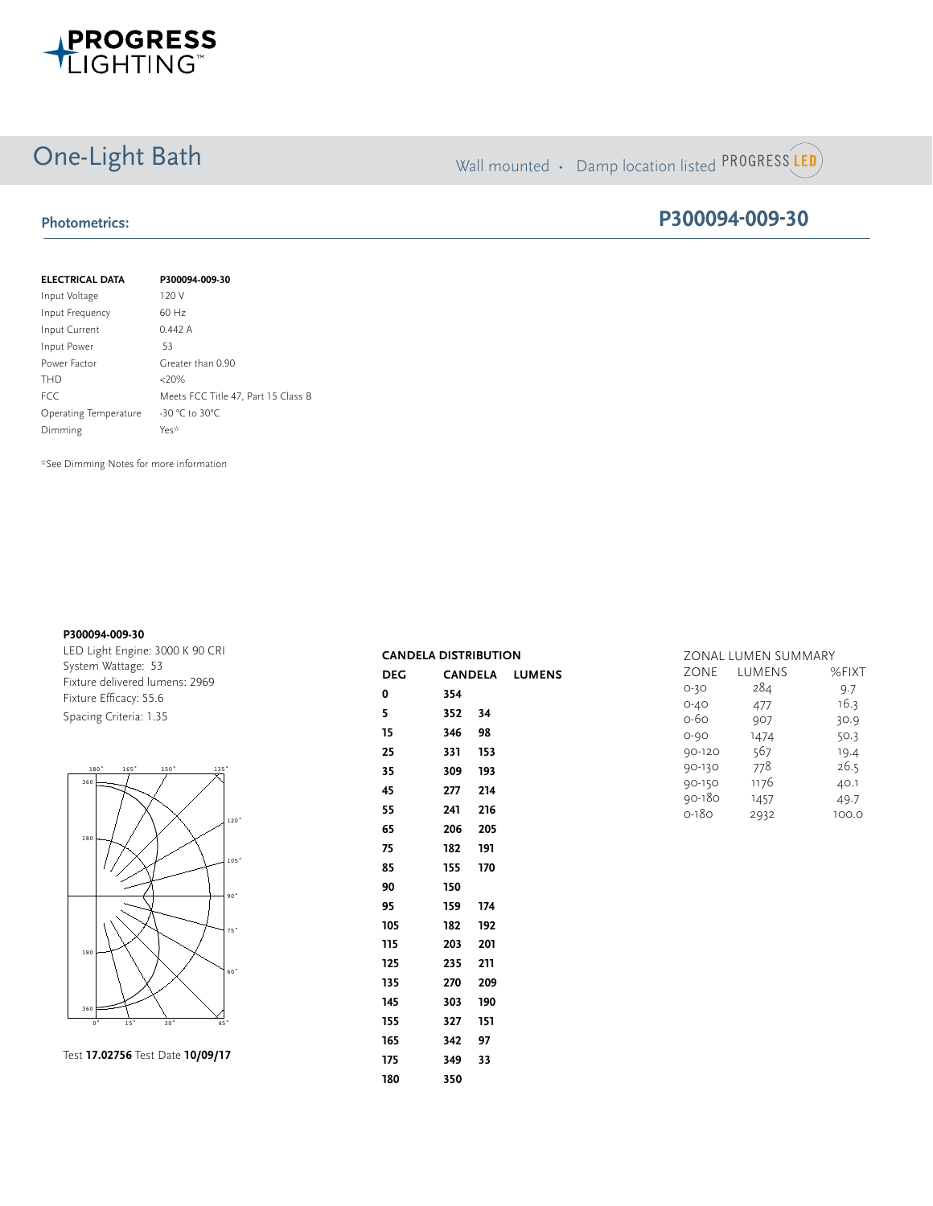# One-Light Bath

Wall mounted · Damp location listed PROGRESS LED

## Photometrics:

## P300094-009-30

| ELECTRICAL DATA | P300094-009-30 |
|---|---|
| Input Voltage | 120 V |
| Input Frequency | 60 Hz |
| Input Current | 0.442 A |
| Input Power | 53 |
| Power Factor | Greater than 0.90 |
| THD | <20% |
| FCC | Meets FCC Title 47, Part 15 Class B |
| Operating Temperature | -30 °C to 30°C |
| Dimming | Yes* |

*See Dimming Notes for more information

**P300094-009-30**
LED Light Engine: 3000 K 90 CRI
System Wattage: 53
Fixture delivered lumens: 2969
Fixture Efficacy: 55.6
Spacing Criteria: 1.35

Test **17.02756** Test Date **10/09/17**

**CANDELA DISTRIBUTION**

| DEG | CANDELA | LUMENS |
|---|---|---|
| 0 | 354 | |
| 5 | 352 | 34 |
| 15 | 346 | 98 |
| 25 | 331 | 153 |
| 35 | 309 | 193 |
| 45 | 277 | 214 |
| 55 | 241 | 216 |
| 65 | 206 | 205 |
| 75 | 182 | 191 |
| 85 | 155 | 170 |
| 90 | 150 | |
| 95 | 159 | 174 |
| 105 | 182 | 192 |
| 115 | 203 | 201 |
| 125 | 235 | 211 |
| 135 | 270 | 209 |
| 145 | 303 | 190 |
| 155 | 327 | 151 |
| 165 | 342 | 97 |
| 175 | 349 | 33 |
| 180 | 350 | |

ZONAL LUMEN SUMMARY

| ZONE | LUMENS | %FIXT |
|---|---|---|
| 0-30 | 284 | 9.7 |
| 0-40 | 477 | 16.3 |
| 0-60 | 907 | 30.9 |
| 0-90 | 1474 | 50.3 |
| 90-120 | 567 | 19.4 |
| 90-130 | 778 | 26.5 |
| 90-150 | 1176 | 40.1 |
| 90-180 | 1457 | 49.7 |
| 0-180 | 2932 | 100.0 |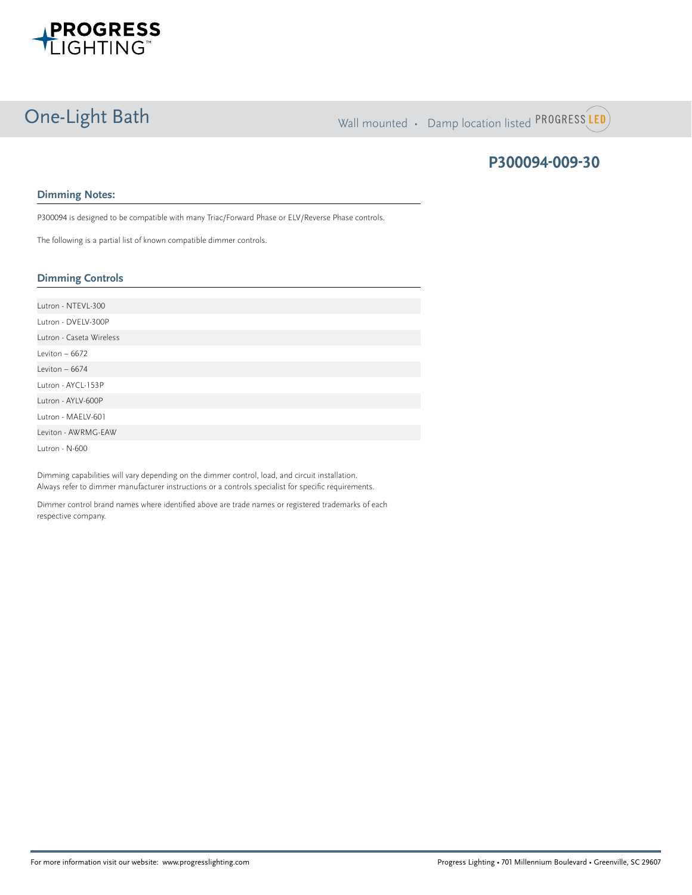# One-Light Bath

Wall mounted • Damp location listed PROGRESS LED

## P300094-009-30

### Dimming Notes:

P300094 is designed to be compatible with many Triac/Forward Phase or ELV/Reverse Phase controls.

The following is a partial list of known compatible dimmer controls.

### Dimming Controls

| |
|---|
| Lutron - NTEVL-300 |
| Lutron - DVELV-300P |
| Lutron - Caseta Wireless |
| Leviton – 6672 |
| Leviton – 6674 |
| Lutron - AYCL-153P |
| Lutron - AYLV-600P |
| Lutron - MAELV-601 |
| Leviton - AWRMG-EAW |
| Lutron - N-600 |

Dimming capabilities will vary depending on the dimmer control, load, and circuit installation.
Always refer to dimmer manufacturer instructions or a controls specialist for specific requirements.

Dimmer control brand names where identified above are trade names or registered trademarks of each respective company.